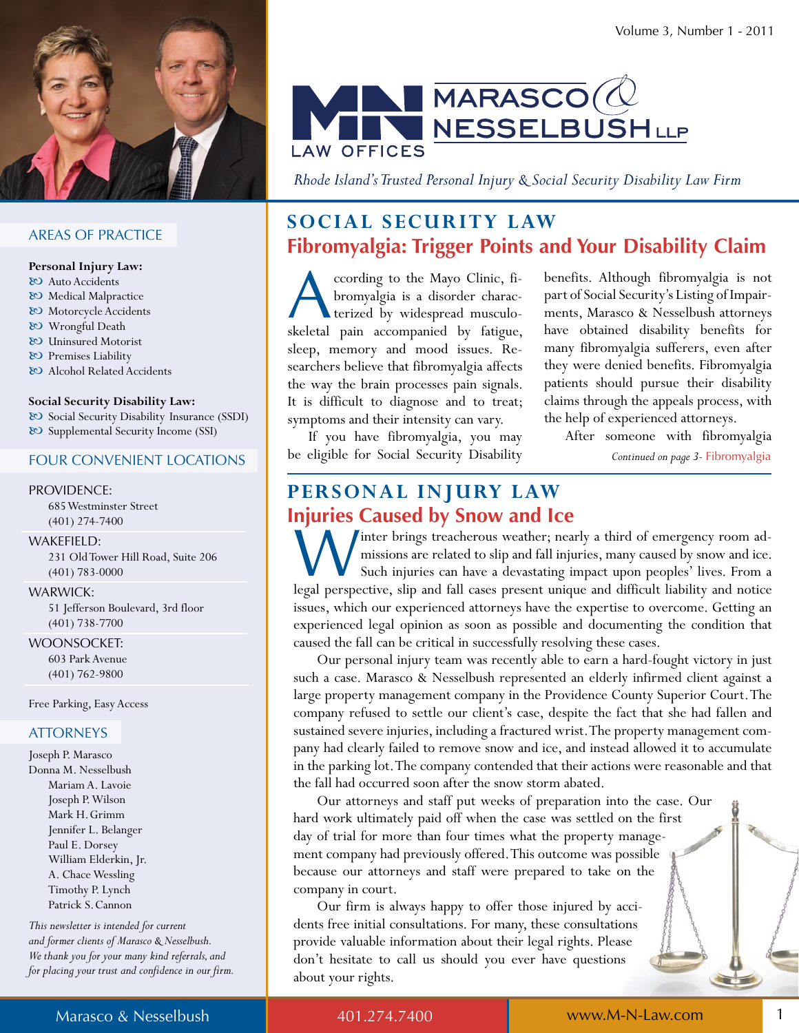# MARASCO & NESSELBUSH LLP

LAW OFFICES

*Rhode Island's Trusted Personal Injury & Social Security Disability Law Firm*

## SOCIAL SECURITY LAW

### Fibromyalgia: Trigger Points and Your Disability Claim

According to the Mayo Clinic, fibromyalgia is a disorder characterized by widespread musculoskeletal pain accompanied by fatigue, sleep, memory and mood issues. Researchers believe that fibromyalgia affects the way the brain processes pain signals. It is difficult to diagnose and to treat; symptoms and their intensity can vary.

If you have fibromyalgia, you may be eligible for Social Security Disability benefits. Although fibromyalgia is not part of Social Security's Listing of Impairments, Marasco & Nesselbush attorneys have obtained disability benefits for many fibromyalgia sufferers, even after they were denied benefits. Fibromyalgia patients should pursue their disability claims through the appeals process, with the help of experienced attorneys.

After someone with fibromyalgia

*Continued on page 3- Fibromyalgia*

## PERSONAL INJURY LAW

### Injuries Caused by Snow and Ice

Winter brings treacherous weather; nearly a third of emergency room admissions are related to slip and fall injuries, many caused by snow and ice. Such injuries can have a devastating impact upon peoples' lives. From a legal perspective, slip and fall cases present unique and difficult liability and notice issues, which our experienced attorneys have the expertise to overcome. Getting an experienced legal opinion as soon as possible and documenting the condition that caused the fall can be critical in successfully resolving these cases.

Our personal injury team was recently able to earn a hard-fought victory in just such a case. Marasco & Nesselbush represented an elderly infirmed client against a large property management company in the Providence County Superior Court. The company refused to settle our client's case, despite the fact that she had fallen and sustained severe injuries, including a fractured wrist. The property management company had clearly failed to remove snow and ice, and instead allowed it to accumulate in the parking lot. The company contended that their actions were reasonable and that the fall had occurred soon after the snow storm abated.

Our attorneys and staff put weeks of preparation into the case. Our hard work ultimately paid off when the case was settled on the first day of trial for more than four times what the property management company had previously offered. This outcome was possible because our attorneys and staff were prepared to take on the company in court.

Our firm is always happy to offer those injured by accidents free initial consultations. For many, these consultations provide valuable information about their legal rights. Please don't hesitate to call us should you ever have questions about your rights.

---

## AREAS OF PRACTICE

**Personal Injury Law:**

- Auto Accidents
- Medical Malpractice
- Motorcycle Accidents
- Wrongful Death
- Uninsured Motorist
- Premises Liability
- Alcohol Related Accidents

**Social Security Disability Law:**

- Social Security Disability Insurance (SSDI)
- Supplemental Security Income (SSI)

## FOUR CONVENIENT LOCATIONS

PROVIDENCE:
685 Westminster Street
(401) 274-7400

WAKEFIELD:
231 Old Tower Hill Road, Suite 206
(401) 783-0000

WARWICK:
51 Jefferson Boulevard, 3rd floor
(401) 738-7700

WOONSOCKET:
603 Park Avenue
(401) 762-9800

Free Parking, Easy Access

## ATTORNEYS

Joseph P. Marasco
Donna M. Nesselbush
Mariam A. Lavoie
Joseph P. Wilson
Mark H. Grimm
Jennifer L. Belanger
Paul E. Dorsey
William Elderkin, Jr.
A. Chace Wessling
Timothy P. Lynch
Patrick S. Cannon

*This newsletter is intended for current and former clients of Marasco & Nesselbush. We thank you for your many kind referrals, and for placing your trust and confidence in our firm.*

Marasco & Nesselbush | 401.274.7400 | www.M-N-Law.com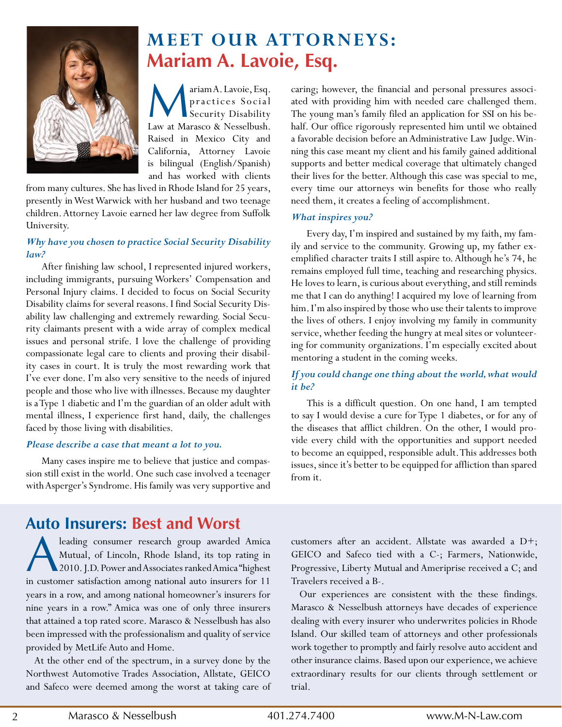# MEET OUR ATTORNEYS: Mariam A. Lavoie, Esq.

Mariam A. Lavoie, Esq. practices Social Security Disability Law at Marasco & Nesselbush. Raised in Mexico City and California, Attorney Lavoie is bilingual (English/Spanish) and has worked with clients from many cultures. She has lived in Rhode Island for 25 years, presently in West Warwick with her husband and two teenage children. Attorney Lavoie earned her law degree from Suffolk University.

***Why have you chosen to practice Social Security Disability law?***

After finishing law school, I represented injured workers, including immigrants, pursuing Workers' Compensation and Personal Injury claims. I decided to focus on Social Security Disability claims for several reasons. I find Social Security Disability law challenging and extremely rewarding. Social Security claimants present with a wide array of complex medical issues and personal strife. I love the challenge of providing compassionate legal care to clients and proving their disability cases in court. It is truly the most rewarding work that I've ever done. I'm also very sensitive to the needs of injured people and those who live with illnesses. Because my daughter is a Type 1 diabetic and I'm the guardian of an older adult with mental illness, I experience first hand, daily, the challenges faced by those living with disabilities.

***Please describe a case that meant a lot to you.***

Many cases inspire me to believe that justice and compassion still exist in the world. One such case involved a teenager with Asperger's Syndrome. His family was very supportive and caring; however, the financial and personal pressures associated with providing him with needed care challenged them. The young man's family filed an application for SSI on his behalf. Our office rigorously represented him until we obtained a favorable decision before an Administrative Law Judge. Winning this case meant my client and his family gained additional supports and better medical coverage that ultimately changed their lives for the better. Although this case was special to me, every time our attorneys win benefits for those who really need them, it creates a feeling of accomplishment.

***What inspires you?***

Every day, I'm inspired and sustained by my faith, my family and service to the community. Growing up, my father exemplified character traits I still aspire to. Although he's 74, he remains employed full time, teaching and researching physics. He loves to learn, is curious about everything, and still reminds me that I can do anything! I acquired my love of learning from him. I'm also inspired by those who use their talents to improve the lives of others. I enjoy involving my family in community service, whether feeding the hungry at meal sites or volunteering for community organizations. I'm especially excited about mentoring a student in the coming weeks.

***If you could change one thing about the world, what would it be?***

This is a difficult question. On one hand, I am tempted to say I would devise a cure for Type 1 diabetes, or for any of the diseases that afflict children. On the other, I would provide every child with the opportunities and support needed to become an equipped, responsible adult. This addresses both issues, since it's better to be equipped for affliction than spared from it.

## Auto Insurers: Best and Worst

A leading consumer research group awarded Amica Mutual, of Lincoln, Rhode Island, its top rating in 2010. J.D. Power and Associates ranked Amica "highest in customer satisfaction among national auto insurers for 11 years in a row, and among national homeowner's insurers for nine years in a row." Amica was one of only three insurers that attained a top rated score. Marasco & Nesselbush has also been impressed with the professionalism and quality of service provided by MetLife Auto and Home.

At the other end of the spectrum, in a survey done by the Northwest Automotive Trades Association, Allstate, GEICO and Safeco were deemed among the worst at taking care of customers after an accident. Allstate was awarded a D+; GEICO and Safeco tied with a C-; Farmers, Nationwide, Progressive, Liberty Mutual and Ameriprise received a C; and Travelers received a B-.

Our experiences are consistent with the these findings. Marasco & Nesselbush attorneys have decades of experience dealing with every insurer who underwrites policies in Rhode Island. Our skilled team of attorneys and other professionals work together to promptly and fairly resolve auto accident and other insurance claims. Based upon our experience, we achieve extraordinary results for our clients through settlement or trial.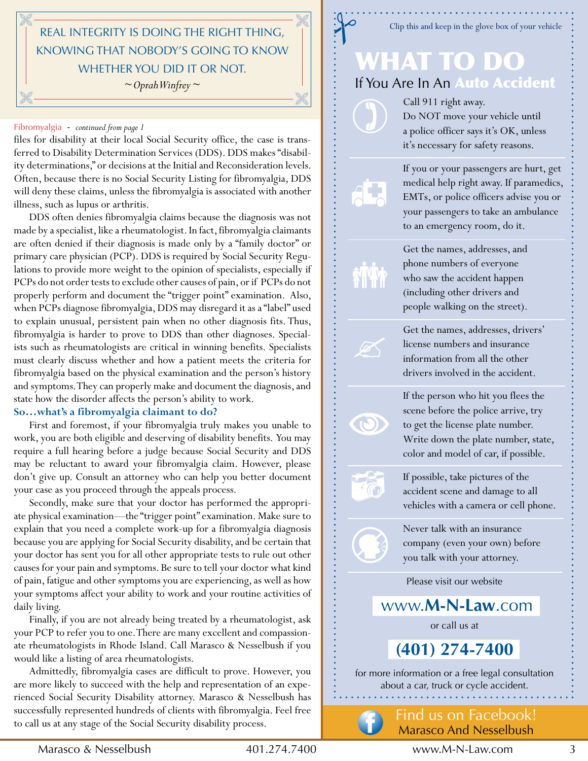REAL INTEGRITY IS DOING THE RIGHT THING, KNOWING THAT NOBODY'S GOING TO KNOW WHETHER YOU DID IT OR NOT.

*~ Oprah Winfrey ~*

Fibromyalgia - *continued from page 1*

files for disability at their local Social Security office, the case is transferred to Disability Determination Services (DDS). DDS makes "disability determinations," or decisions at the Initial and Reconsideration levels. Often, because there is no Social Security Listing for fibromyalgia, DDS will deny these claims, unless the fibromyalgia is associated with another illness, such as lupus or arthritis.

DDS often denies fibromyalgia claims because the diagnosis was not made by a specialist, like a rheumatologist. In fact, fibromyalgia claimants are often denied if their diagnosis is made only by a "family doctor" or primary care physician (PCP). DDS is required by Social Security Regulations to provide more weight to the opinion of specialists, especially if PCPs do not order tests to exclude other causes of pain, or if PCPs do not properly perform and document the "trigger point" examination. Also, when PCPs diagnose fibromyalgia, DDS may disregard it as a "label" used to explain unusual, persistent pain when no other diagnosis fits. Thus, fibromyalgia is harder to prove to DDS than other diagnoses. Specialists such as rheumatologists are critical in winning benefits. Specialists must clearly discuss whether and how a patient meets the criteria for fibromyalgia based on the physical examination and the person's history and symptoms. They can properly make and document the diagnosis, and state how the disorder affects the person's ability to work.

### So…what's a fibromyalgia claimant to do?

First and foremost, if your fibromyalgia truly makes you unable to work, you are both eligible and deserving of disability benefits. You may require a full hearing before a judge because Social Security and DDS may be reluctant to award your fibromyalgia claim. However, please don't give up. Consult an attorney who can help you better document your case as you proceed through the appeals process.

Secondly, make sure that your doctor has performed the appropriate physical examination—the "trigger point" examination. Make sure to explain that you need a complete work-up for a fibromyalgia diagnosis because you are applying for Social Security disability, and be certain that your doctor has sent you for all other appropriate tests to rule out other causes for your pain and symptoms. Be sure to tell your doctor what kind of pain, fatigue and other symptoms you are experiencing, as well as how your symptoms affect your ability to work and your routine activities of daily living.

Finally, if you are not already being treated by a rheumatologist, ask your PCP to refer you to one. There are many excellent and compassionate rheumatologists in Rhode Island. Call Marasco & Nesselbush if you would like a listing of area rheumatologists.

Admittedly, fibromyalgia cases are difficult to prove. However, you are more likely to succeed with the help and representation of an experienced Social Security Disability attorney. Marasco & Nesselbush has successfully represented hundreds of clients with fibromyalgia. Feel free to call us at any stage of the Social Security disability process.

---

Clip this and keep in the glove box of your vehicle

## WHAT TO DO

### If You Are In An Auto Accident

- Call 911 right away. Do NOT move your vehicle until a police officer says it's OK, unless it's necessary for safety reasons.
- If you or your passengers are hurt, get medical help right away. If paramedics, EMTs, or police officers advise you or your passengers to take an ambulance to an emergency room, do it.
- Get the names, addresses, and phone numbers of everyone who saw the accident happen (including other drivers and people walking on the street).
- Get the names, addresses, drivers' license numbers and insurance information from all the other drivers involved in the accident.
- If the person who hit you flees the scene before the police arrive, try to get the license plate number. Write down the plate number, state, color and model of car, if possible.
- If possible, take pictures of the accident scene and damage to all vehicles with a camera or cell phone.
- Never talk with an insurance company (even your own) before you talk with your attorney.

Please visit our website

**www.M-N-Law.com**

or call us at

**(401) 274-7400**

for more information or a free legal consultation about a car, truck or cycle accident.

Find us on Facebook!
Marasco And Nesselbush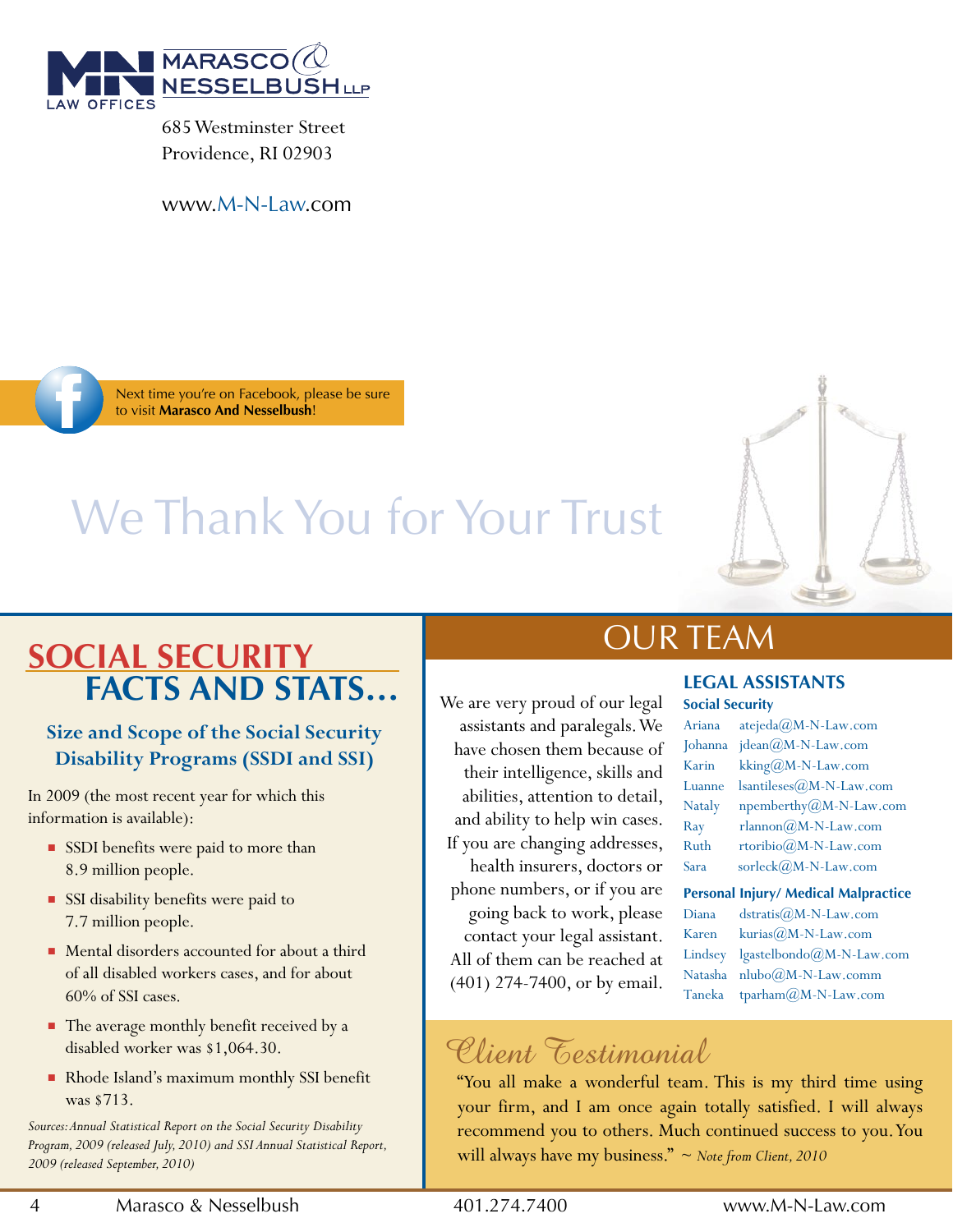MARASCO & NESSELBUSH LLP
LAW OFFICES

685 Westminster Street
Providence, RI 02903

www.M-N-Law.com

Next time you're on Facebook, please be sure to visit **Marasco And Nesselbush**!

# We Thank You for Your Trust

## SOCIAL SECURITY FACTS AND STATS...

### Size and Scope of the Social Security Disability Programs (SSDI and SSI)

In 2009 (the most recent year for which this information is available):

- SSDI benefits were paid to more than 8.9 million people.
- SSI disability benefits were paid to 7.7 million people.
- Mental disorders accounted for about a third of all disabled workers cases, and for about 60% of SSI cases.
- The average monthly benefit received by a disabled worker was $1,064.30.
- Rhode Island's maximum monthly SSI benefit was $713.

*Sources: Annual Statistical Report on the Social Security Disability Program, 2009 (released July, 2010) and SSI Annual Statistical Report, 2009 (released September, 2010)*

## OUR TEAM

We are very proud of our legal assistants and paralegals. We have chosen them because of their intelligence, skills and abilities, attention to detail, and ability to help win cases. If you are changing addresses, health insurers, doctors or phone numbers, or if you are going back to work, please contact your legal assistant. All of them can be reached at (401) 274-7400, or by email.

### LEGAL ASSISTANTS

**Social Security**

| | |
|---|---|
| Ariana | atejeda@M-N-Law.com |
| Johanna | jdean@M-N-Law.com |
| Karin | kking@M-N-Law.com |
| Luanne | lsantileses@M-N-Law.com |
| Nataly | npemberthy@M-N-Law.com |
| Ray | rlannon@M-N-Law.com |
| Ruth | rtoribio@M-N-Law.com |
| Sara | sorleck@M-N-Law.com |

**Personal Injury/ Medical Malpractice**

| | |
|---|---|
| Diana | dstratis@M-N-Law.com |
| Karen | kurias@M-N-Law.com |
| Lindsey | lgastelbondo@M-N-Law.com |
| Natasha | nlubo@M-N-Law.comm |
| Taneka | tparham@M-N-Law.com |

## Client Testimonial

"You all make a wonderful team. This is my third time using your firm, and I am once again totally satisfied. I will always recommend you to others. Much continued success to you. You will always have my business." ~ *Note from Client, 2010*